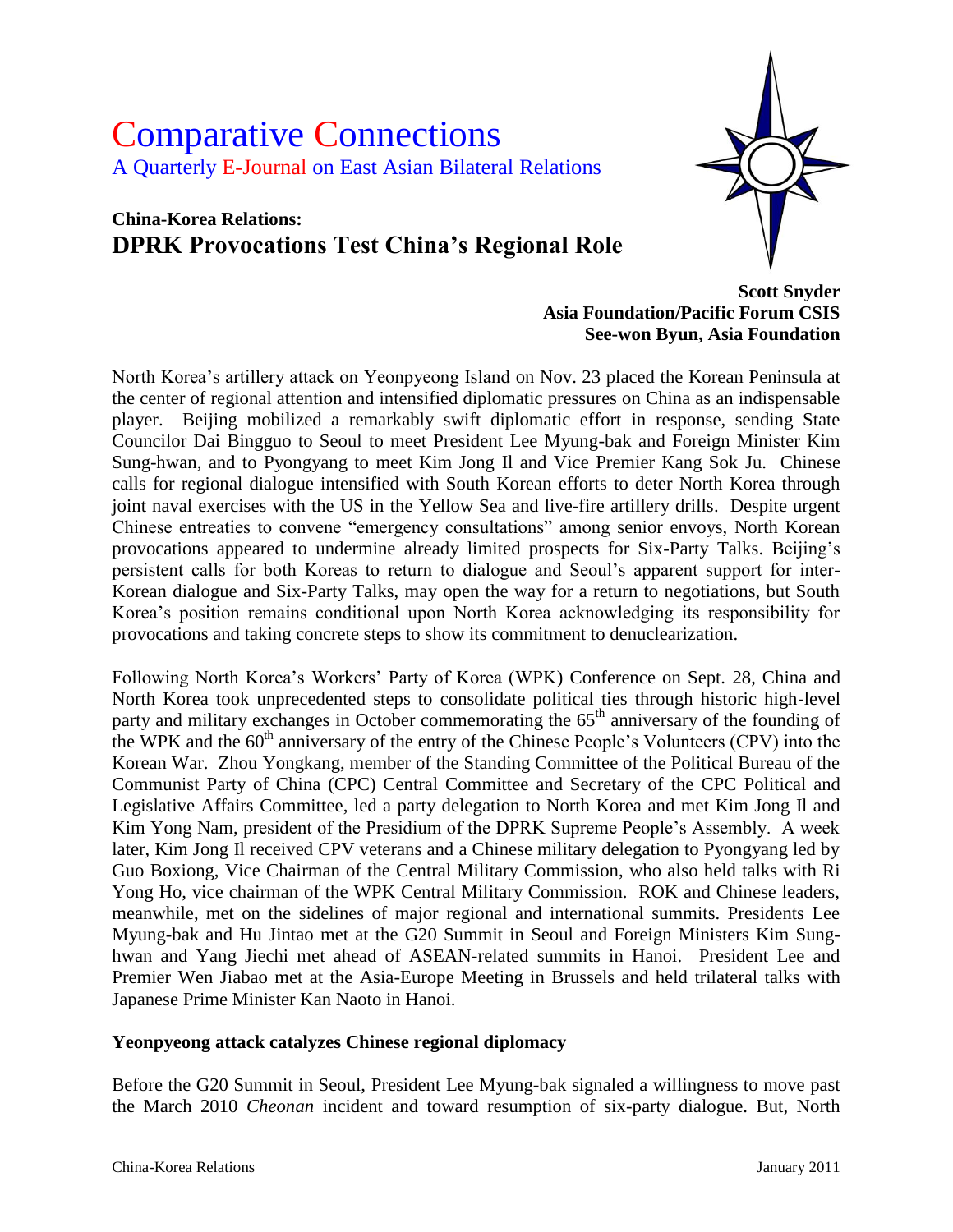# Comparative Connections

A Quarterly E-Journal on East Asian Bilateral Relations

## China-Korea Relations:
## DPRK Provocations Test China's Regional Role

**Scott Snyder**
**Asia Foundation/Pacific Forum CSIS**
**See-won Byun, Asia Foundation**

North Korea's artillery attack on Yeonpyeong Island on Nov. 23 placed the Korean Peninsula at the center of regional attention and intensified diplomatic pressures on China as an indispensable player. Beijing mobilized a remarkably swift diplomatic effort in response, sending State Councilor Dai Bingguo to Seoul to meet President Lee Myung-bak and Foreign Minister Kim Sung-hwan, and to Pyongyang to meet Kim Jong Il and Vice Premier Kang Sok Ju. Chinese calls for regional dialogue intensified with South Korean efforts to deter North Korea through joint naval exercises with the US in the Yellow Sea and live-fire artillery drills. Despite urgent Chinese entreaties to convene "emergency consultations" among senior envoys, North Korean provocations appeared to undermine already limited prospects for Six-Party Talks. Beijing's persistent calls for both Koreas to return to dialogue and Seoul's apparent support for inter-Korean dialogue and Six-Party Talks, may open the way for a return to negotiations, but South Korea's position remains conditional upon North Korea acknowledging its responsibility for provocations and taking concrete steps to show its commitment to denuclearization.

Following North Korea's Workers' Party of Korea (WPK) Conference on Sept. 28, China and North Korea took unprecedented steps to consolidate political ties through historic high-level party and military exchanges in October commemorating the 65th anniversary of the founding of the WPK and the 60th anniversary of the entry of the Chinese People's Volunteers (CPV) into the Korean War. Zhou Yongkang, member of the Standing Committee of the Political Bureau of the Communist Party of China (CPC) Central Committee and Secretary of the CPC Political and Legislative Affairs Committee, led a party delegation to North Korea and met Kim Jong Il and Kim Yong Nam, president of the Presidium of the DPRK Supreme People's Assembly. A week later, Kim Jong Il received CPV veterans and a Chinese military delegation to Pyongyang led by Guo Boxiong, Vice Chairman of the Central Military Commission, who also held talks with Ri Yong Ho, vice chairman of the WPK Central Military Commission. ROK and Chinese leaders, meanwhile, met on the sidelines of major regional and international summits. Presidents Lee Myung-bak and Hu Jintao met at the G20 Summit in Seoul and Foreign Ministers Kim Sung-hwan and Yang Jiechi met ahead of ASEAN-related summits in Hanoi. President Lee and Premier Wen Jiabao met at the Asia-Europe Meeting in Brussels and held trilateral talks with Japanese Prime Minister Kan Naoto in Hanoi.

### Yeonpyeong attack catalyzes Chinese regional diplomacy

Before the G20 Summit in Seoul, President Lee Myung-bak signaled a willingness to move past the March 2010 *Cheonan* incident and toward resumption of six-party dialogue. But, North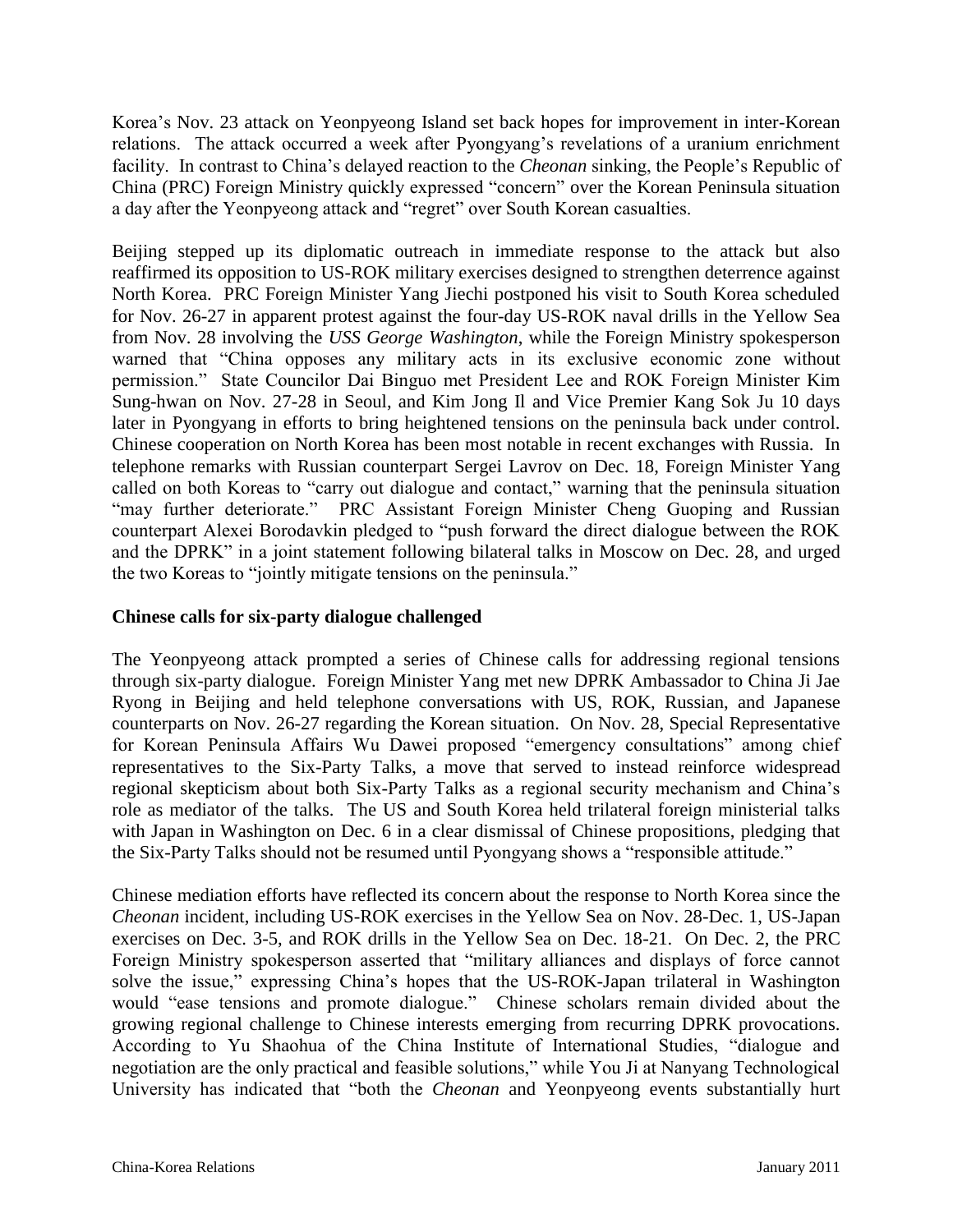Korea's Nov. 23 attack on Yeonpyeong Island set back hopes for improvement in inter-Korean relations. The attack occurred a week after Pyongyang's revelations of a uranium enrichment facility. In contrast to China's delayed reaction to the *Cheonan* sinking, the People's Republic of China (PRC) Foreign Ministry quickly expressed "concern" over the Korean Peninsula situation a day after the Yeonpyeong attack and "regret" over South Korean casualties.

Beijing stepped up its diplomatic outreach in immediate response to the attack but also reaffirmed its opposition to US-ROK military exercises designed to strengthen deterrence against North Korea. PRC Foreign Minister Yang Jiechi postponed his visit to South Korea scheduled for Nov. 26-27 in apparent protest against the four-day US-ROK naval drills in the Yellow Sea from Nov. 28 involving the *USS George Washington*, while the Foreign Ministry spokesperson warned that "China opposes any military acts in its exclusive economic zone without permission." State Councilor Dai Binguo met President Lee and ROK Foreign Minister Kim Sung-hwan on Nov. 27-28 in Seoul, and Kim Jong Il and Vice Premier Kang Sok Ju 10 days later in Pyongyang in efforts to bring heightened tensions on the peninsula back under control. Chinese cooperation on North Korea has been most notable in recent exchanges with Russia. In telephone remarks with Russian counterpart Sergei Lavrov on Dec. 18, Foreign Minister Yang called on both Koreas to "carry out dialogue and contact," warning that the peninsula situation "may further deteriorate." PRC Assistant Foreign Minister Cheng Guoping and Russian counterpart Alexei Borodavkin pledged to "push forward the direct dialogue between the ROK and the DPRK" in a joint statement following bilateral talks in Moscow on Dec. 28, and urged the two Koreas to "jointly mitigate tensions on the peninsula."

**Chinese calls for six-party dialogue challenged**

The Yeonpyeong attack prompted a series of Chinese calls for addressing regional tensions through six-party dialogue. Foreign Minister Yang met new DPRK Ambassador to China Ji Jae Ryong in Beijing and held telephone conversations with US, ROK, Russian, and Japanese counterparts on Nov. 26-27 regarding the Korean situation. On Nov. 28, Special Representative for Korean Peninsula Affairs Wu Dawei proposed "emergency consultations" among chief representatives to the Six-Party Talks, a move that served to instead reinforce widespread regional skepticism about both Six-Party Talks as a regional security mechanism and China's role as mediator of the talks. The US and South Korea held trilateral foreign ministerial talks with Japan in Washington on Dec. 6 in a clear dismissal of Chinese propositions, pledging that the Six-Party Talks should not be resumed until Pyongyang shows a "responsible attitude."

Chinese mediation efforts have reflected its concern about the response to North Korea since the *Cheonan* incident, including US-ROK exercises in the Yellow Sea on Nov. 28-Dec. 1, US-Japan exercises on Dec. 3-5, and ROK drills in the Yellow Sea on Dec. 18-21. On Dec. 2, the PRC Foreign Ministry spokesperson asserted that "military alliances and displays of force cannot solve the issue," expressing China's hopes that the US-ROK-Japan trilateral in Washington would "ease tensions and promote dialogue." Chinese scholars remain divided about the growing regional challenge to Chinese interests emerging from recurring DPRK provocations. According to Yu Shaohua of the China Institute of International Studies, "dialogue and negotiation are the only practical and feasible solutions," while You Ji at Nanyang Technological University has indicated that "both the *Cheonan* and Yeonpyeong events substantially hurt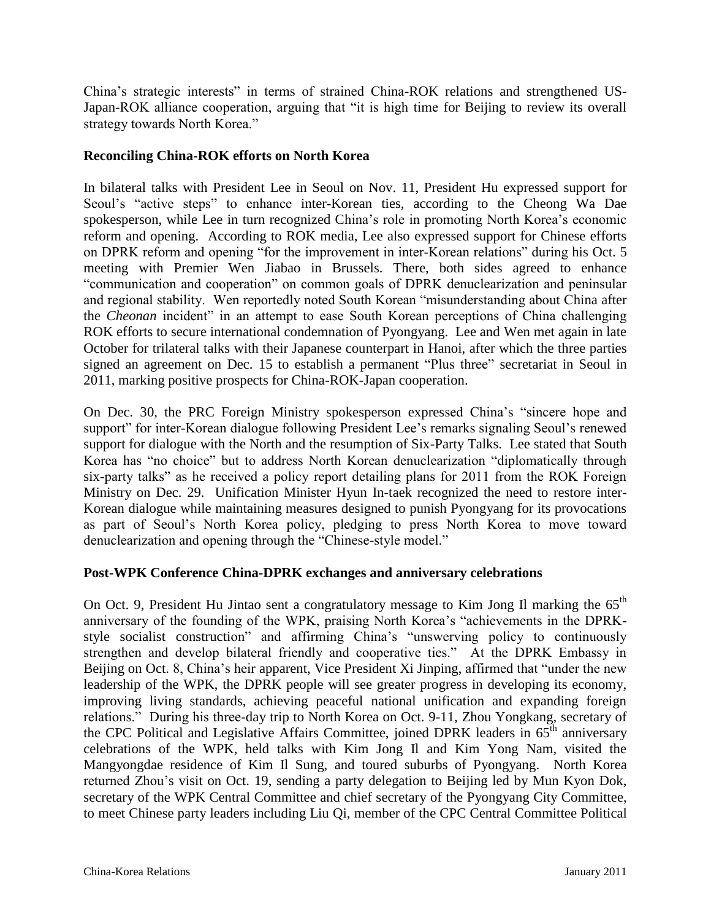China's strategic interests" in terms of strained China-ROK relations and strengthened US-Japan-ROK alliance cooperation, arguing that "it is high time for Beijing to review its overall strategy towards North Korea."

### Reconciling China-ROK efforts on North Korea

In bilateral talks with President Lee in Seoul on Nov. 11, President Hu expressed support for Seoul's "active steps" to enhance inter-Korean ties, according to the Cheong Wa Dae spokesperson, while Lee in turn recognized China's role in promoting North Korea's economic reform and opening. According to ROK media, Lee also expressed support for Chinese efforts on DPRK reform and opening "for the improvement in inter-Korean relations" during his Oct. 5 meeting with Premier Wen Jiabao in Brussels. There, both sides agreed to enhance "communication and cooperation" on common goals of DPRK denuclearization and peninsular and regional stability. Wen reportedly noted South Korean "misunderstanding about China after the *Cheonan* incident" in an attempt to ease South Korean perceptions of China challenging ROK efforts to secure international condemnation of Pyongyang. Lee and Wen met again in late October for trilateral talks with their Japanese counterpart in Hanoi, after which the three parties signed an agreement on Dec. 15 to establish a permanent "Plus three" secretariat in Seoul in 2011, marking positive prospects for China-ROK-Japan cooperation.

On Dec. 30, the PRC Foreign Ministry spokesperson expressed China's "sincere hope and support" for inter-Korean dialogue following President Lee's remarks signaling Seoul's renewed support for dialogue with the North and the resumption of Six-Party Talks. Lee stated that South Korea has "no choice" but to address North Korean denuclearization "diplomatically through six-party talks" as he received a policy report detailing plans for 2011 from the ROK Foreign Ministry on Dec. 29. Unification Minister Hyun In-taek recognized the need to restore inter-Korean dialogue while maintaining measures designed to punish Pyongyang for its provocations as part of Seoul's North Korea policy, pledging to press North Korea to move toward denuclearization and opening through the "Chinese-style model."

### Post-WPK Conference China-DPRK exchanges and anniversary celebrations

On Oct. 9, President Hu Jintao sent a congratulatory message to Kim Jong Il marking the 65th anniversary of the founding of the WPK, praising North Korea's "achievements in the DPRK-style socialist construction" and affirming China's "unswerving policy to continuously strengthen and develop bilateral friendly and cooperative ties." At the DPRK Embassy in Beijing on Oct. 8, China's heir apparent, Vice President Xi Jinping, affirmed that "under the new leadership of the WPK, the DPRK people will see greater progress in developing its economy, improving living standards, achieving peaceful national unification and expanding foreign relations." During his three-day trip to North Korea on Oct. 9-11, Zhou Yongkang, secretary of the CPC Political and Legislative Affairs Committee, joined DPRK leaders in 65th anniversary celebrations of the WPK, held talks with Kim Jong Il and Kim Yong Nam, visited the Mangyongdae residence of Kim Il Sung, and toured suburbs of Pyongyang. North Korea returned Zhou's visit on Oct. 19, sending a party delegation to Beijing led by Mun Kyon Dok, secretary of the WPK Central Committee and chief secretary of the Pyongyang City Committee, to meet Chinese party leaders including Liu Qi, member of the CPC Central Committee Political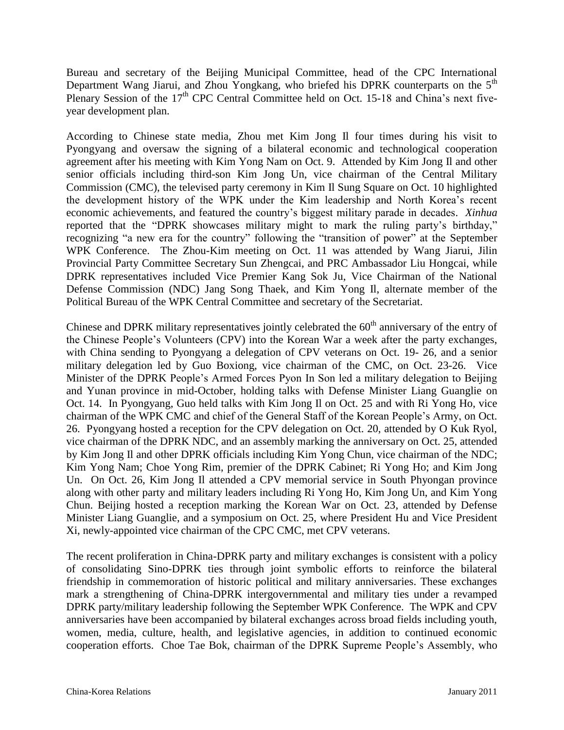Bureau and secretary of the Beijing Municipal Committee, head of the CPC International Department Wang Jiarui, and Zhou Yongkang, who briefed his DPRK counterparts on the 5th Plenary Session of the 17th CPC Central Committee held on Oct. 15-18 and China's next five-year development plan.

According to Chinese state media, Zhou met Kim Jong Il four times during his visit to Pyongyang and oversaw the signing of a bilateral economic and technological cooperation agreement after his meeting with Kim Yong Nam on Oct. 9. Attended by Kim Jong Il and other senior officials including third-son Kim Jong Un, vice chairman of the Central Military Commission (CMC), the televised party ceremony in Kim Il Sung Square on Oct. 10 highlighted the development history of the WPK under the Kim leadership and North Korea's recent economic achievements, and featured the country's biggest military parade in decades. *Xinhua* reported that the "DPRK showcases military might to mark the ruling party's birthday," recognizing "a new era for the country" following the "transition of power" at the September WPK Conference. The Zhou-Kim meeting on Oct. 11 was attended by Wang Jiarui, Jilin Provincial Party Committee Secretary Sun Zhengcai, and PRC Ambassador Liu Hongcai, while DPRK representatives included Vice Premier Kang Sok Ju, Vice Chairman of the National Defense Commission (NDC) Jang Song Thaek, and Kim Yong Il, alternate member of the Political Bureau of the WPK Central Committee and secretary of the Secretariat.

Chinese and DPRK military representatives jointly celebrated the 60th anniversary of the entry of the Chinese People's Volunteers (CPV) into the Korean War a week after the party exchanges, with China sending to Pyongyang a delegation of CPV veterans on Oct. 19- 26, and a senior military delegation led by Guo Boxiong, vice chairman of the CMC, on Oct. 23-26. Vice Minister of the DPRK People's Armed Forces Pyon In Son led a military delegation to Beijing and Yunan province in mid-October, holding talks with Defense Minister Liang Guanglie on Oct. 14. In Pyongyang, Guo held talks with Kim Jong Il on Oct. 25 and with Ri Yong Ho, vice chairman of the WPK CMC and chief of the General Staff of the Korean People's Army, on Oct. 26. Pyongyang hosted a reception for the CPV delegation on Oct. 20, attended by O Kuk Ryol, vice chairman of the DPRK NDC, and an assembly marking the anniversary on Oct. 25, attended by Kim Jong Il and other DPRK officials including Kim Yong Chun, vice chairman of the NDC; Kim Yong Nam; Choe Yong Rim, premier of the DPRK Cabinet; Ri Yong Ho; and Kim Jong Un. On Oct. 26, Kim Jong Il attended a CPV memorial service in South Phyongan province along with other party and military leaders including Ri Yong Ho, Kim Jong Un, and Kim Yong Chun. Beijing hosted a reception marking the Korean War on Oct. 23, attended by Defense Minister Liang Guanglie, and a symposium on Oct. 25, where President Hu and Vice President Xi, newly-appointed vice chairman of the CPC CMC, met CPV veterans.

The recent proliferation in China-DPRK party and military exchanges is consistent with a policy of consolidating Sino-DPRK ties through joint symbolic efforts to reinforce the bilateral friendship in commemoration of historic political and military anniversaries. These exchanges mark a strengthening of China-DPRK intergovernmental and military ties under a revamped DPRK party/military leadership following the September WPK Conference. The WPK and CPV anniversaries have been accompanied by bilateral exchanges across broad fields including youth, women, media, culture, health, and legislative agencies, in addition to continued economic cooperation efforts. Choe Tae Bok, chairman of the DPRK Supreme People's Assembly, who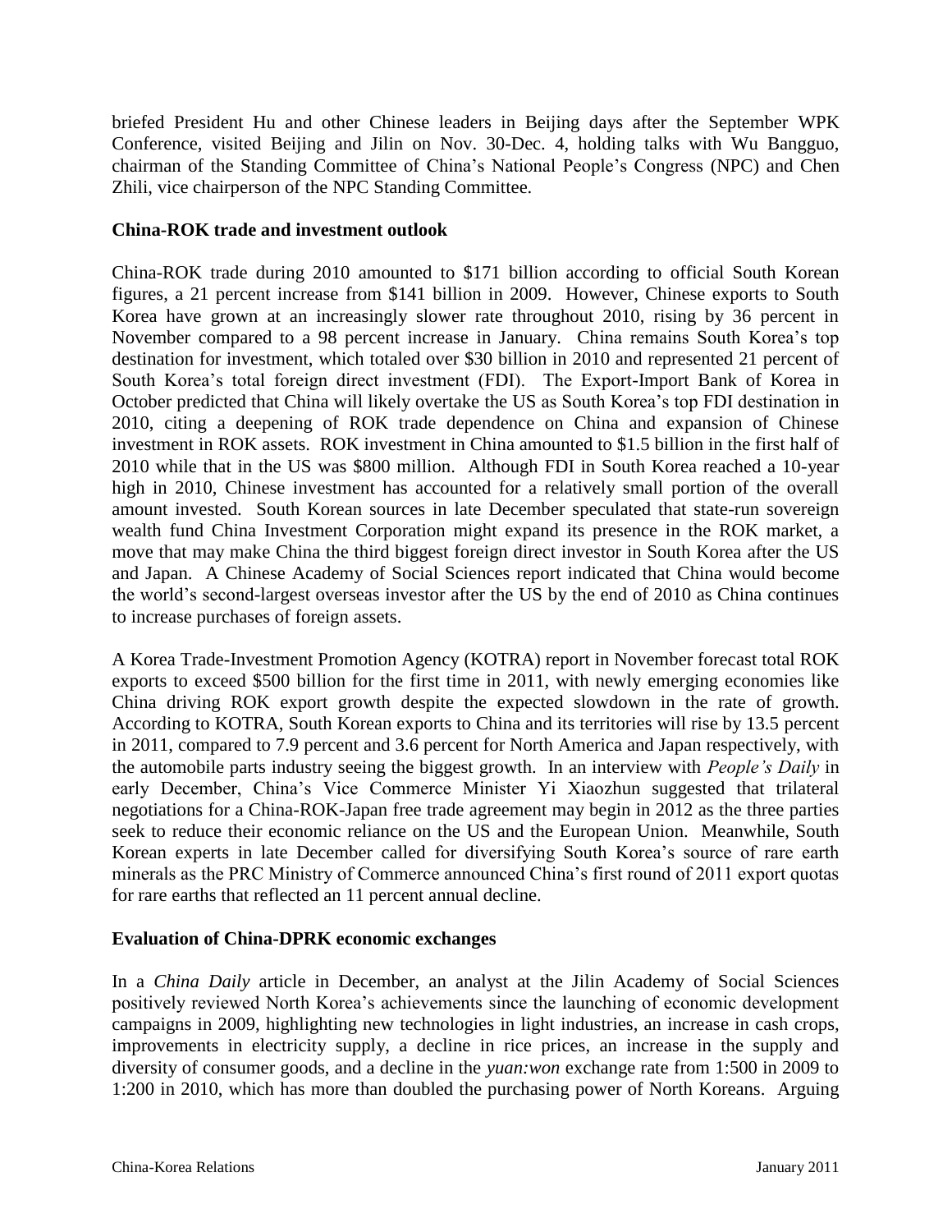briefed President Hu and other Chinese leaders in Beijing days after the September WPK Conference, visited Beijing and Jilin on Nov. 30-Dec. 4, holding talks with Wu Bangguo, chairman of the Standing Committee of China's National People's Congress (NPC) and Chen Zhili, vice chairperson of the NPC Standing Committee.

**China-ROK trade and investment outlook**

China-ROK trade during 2010 amounted to $171 billion according to official South Korean figures, a 21 percent increase from $141 billion in 2009. However, Chinese exports to South Korea have grown at an increasingly slower rate throughout 2010, rising by 36 percent in November compared to a 98 percent increase in January. China remains South Korea's top destination for investment, which totaled over $30 billion in 2010 and represented 21 percent of South Korea's total foreign direct investment (FDI). The Export-Import Bank of Korea in October predicted that China will likely overtake the US as South Korea's top FDI destination in 2010, citing a deepening of ROK trade dependence on China and expansion of Chinese investment in ROK assets. ROK investment in China amounted to $1.5 billion in the first half of 2010 while that in the US was $800 million. Although FDI in South Korea reached a 10-year high in 2010, Chinese investment has accounted for a relatively small portion of the overall amount invested. South Korean sources in late December speculated that state-run sovereign wealth fund China Investment Corporation might expand its presence in the ROK market, a move that may make China the third biggest foreign direct investor in South Korea after the US and Japan. A Chinese Academy of Social Sciences report indicated that China would become the world's second-largest overseas investor after the US by the end of 2010 as China continues to increase purchases of foreign assets.

A Korea Trade-Investment Promotion Agency (KOTRA) report in November forecast total ROK exports to exceed $500 billion for the first time in 2011, with newly emerging economies like China driving ROK export growth despite the expected slowdown in the rate of growth. According to KOTRA, South Korean exports to China and its territories will rise by 13.5 percent in 2011, compared to 7.9 percent and 3.6 percent for North America and Japan respectively, with the automobile parts industry seeing the biggest growth. In an interview with *People's Daily* in early December, China's Vice Commerce Minister Yi Xiaozhun suggested that trilateral negotiations for a China-ROK-Japan free trade agreement may begin in 2012 as the three parties seek to reduce their economic reliance on the US and the European Union. Meanwhile, South Korean experts in late December called for diversifying South Korea's source of rare earth minerals as the PRC Ministry of Commerce announced China's first round of 2011 export quotas for rare earths that reflected an 11 percent annual decline.

**Evaluation of China-DPRK economic exchanges**

In a *China Daily* article in December, an analyst at the Jilin Academy of Social Sciences positively reviewed North Korea's achievements since the launching of economic development campaigns in 2009, highlighting new technologies in light industries, an increase in cash crops, improvements in electricity supply, a decline in rice prices, an increase in the supply and diversity of consumer goods, and a decline in the *yuan:won* exchange rate from 1:500 in 2009 to 1:200 in 2010, which has more than doubled the purchasing power of North Koreans. Arguing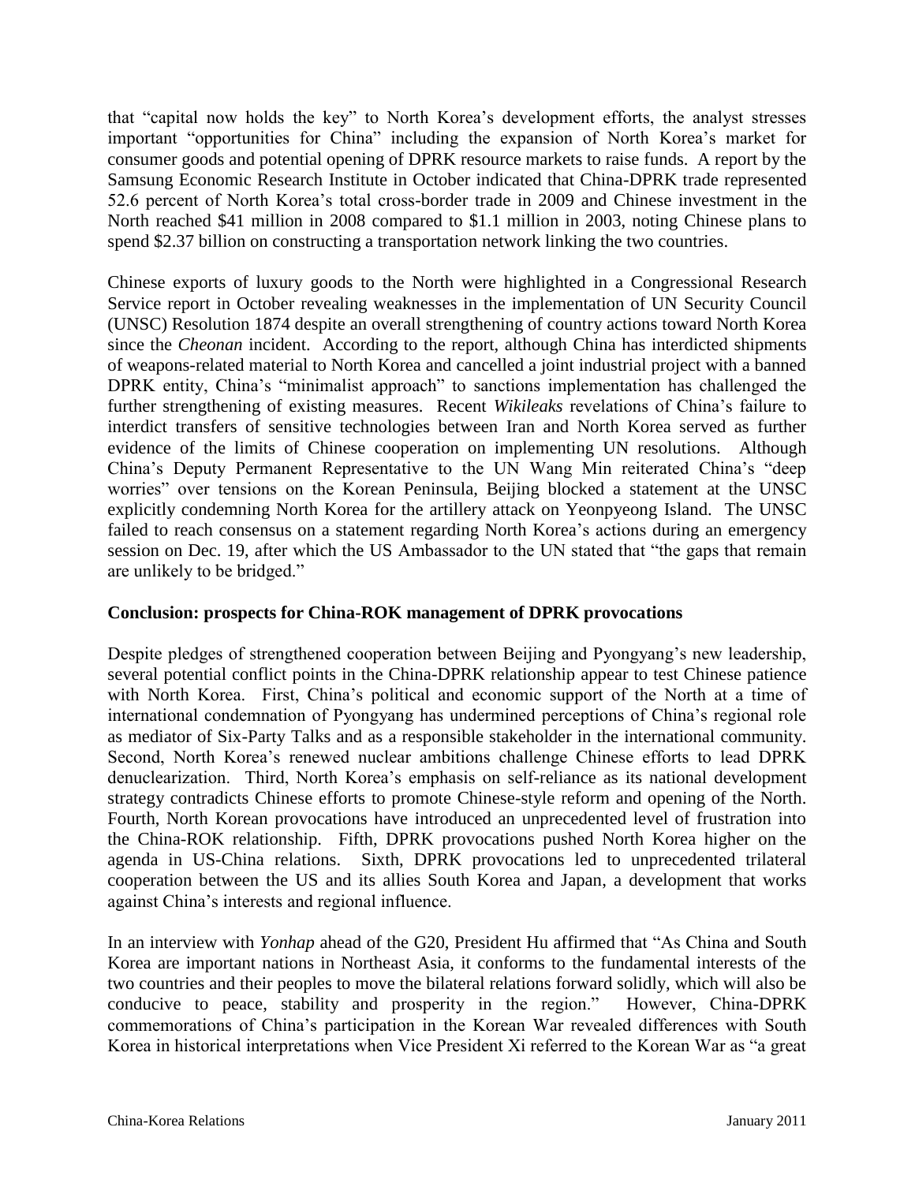that "capital now holds the key" to North Korea's development efforts, the analyst stresses important "opportunities for China" including the expansion of North Korea's market for consumer goods and potential opening of DPRK resource markets to raise funds. A report by the Samsung Economic Research Institute in October indicated that China-DPRK trade represented 52.6 percent of North Korea's total cross-border trade in 2009 and Chinese investment in the North reached \$41 million in 2008 compared to \$1.1 million in 2003, noting Chinese plans to spend \$2.37 billion on constructing a transportation network linking the two countries.

Chinese exports of luxury goods to the North were highlighted in a Congressional Research Service report in October revealing weaknesses in the implementation of UN Security Council (UNSC) Resolution 1874 despite an overall strengthening of country actions toward North Korea since the *Cheonan* incident. According to the report, although China has interdicted shipments of weapons-related material to North Korea and cancelled a joint industrial project with a banned DPRK entity, China's "minimalist approach" to sanctions implementation has challenged the further strengthening of existing measures. Recent *Wikileaks* revelations of China's failure to interdict transfers of sensitive technologies between Iran and North Korea served as further evidence of the limits of Chinese cooperation on implementing UN resolutions. Although China's Deputy Permanent Representative to the UN Wang Min reiterated China's "deep worries" over tensions on the Korean Peninsula, Beijing blocked a statement at the UNSC explicitly condemning North Korea for the artillery attack on Yeonpyeong Island. The UNSC failed to reach consensus on a statement regarding North Korea's actions during an emergency session on Dec. 19, after which the US Ambassador to the UN stated that "the gaps that remain are unlikely to be bridged."

**Conclusion: prospects for China-ROK management of DPRK provocations**

Despite pledges of strengthened cooperation between Beijing and Pyongyang's new leadership, several potential conflict points in the China-DPRK relationship appear to test Chinese patience with North Korea. First, China's political and economic support of the North at a time of international condemnation of Pyongyang has undermined perceptions of China's regional role as mediator of Six-Party Talks and as a responsible stakeholder in the international community. Second, North Korea's renewed nuclear ambitions challenge Chinese efforts to lead DPRK denuclearization. Third, North Korea's emphasis on self-reliance as its national development strategy contradicts Chinese efforts to promote Chinese-style reform and opening of the North. Fourth, North Korean provocations have introduced an unprecedented level of frustration into the China-ROK relationship. Fifth, DPRK provocations pushed North Korea higher on the agenda in US-China relations. Sixth, DPRK provocations led to unprecedented trilateral cooperation between the US and its allies South Korea and Japan, a development that works against China's interests and regional influence.

In an interview with *Yonhap* ahead of the G20, President Hu affirmed that "As China and South Korea are important nations in Northeast Asia, it conforms to the fundamental interests of the two countries and their peoples to move the bilateral relations forward solidly, which will also be conducive to peace, stability and prosperity in the region." However, China-DPRK commemorations of China's participation in the Korean War revealed differences with South Korea in historical interpretations when Vice President Xi referred to the Korean War as "a great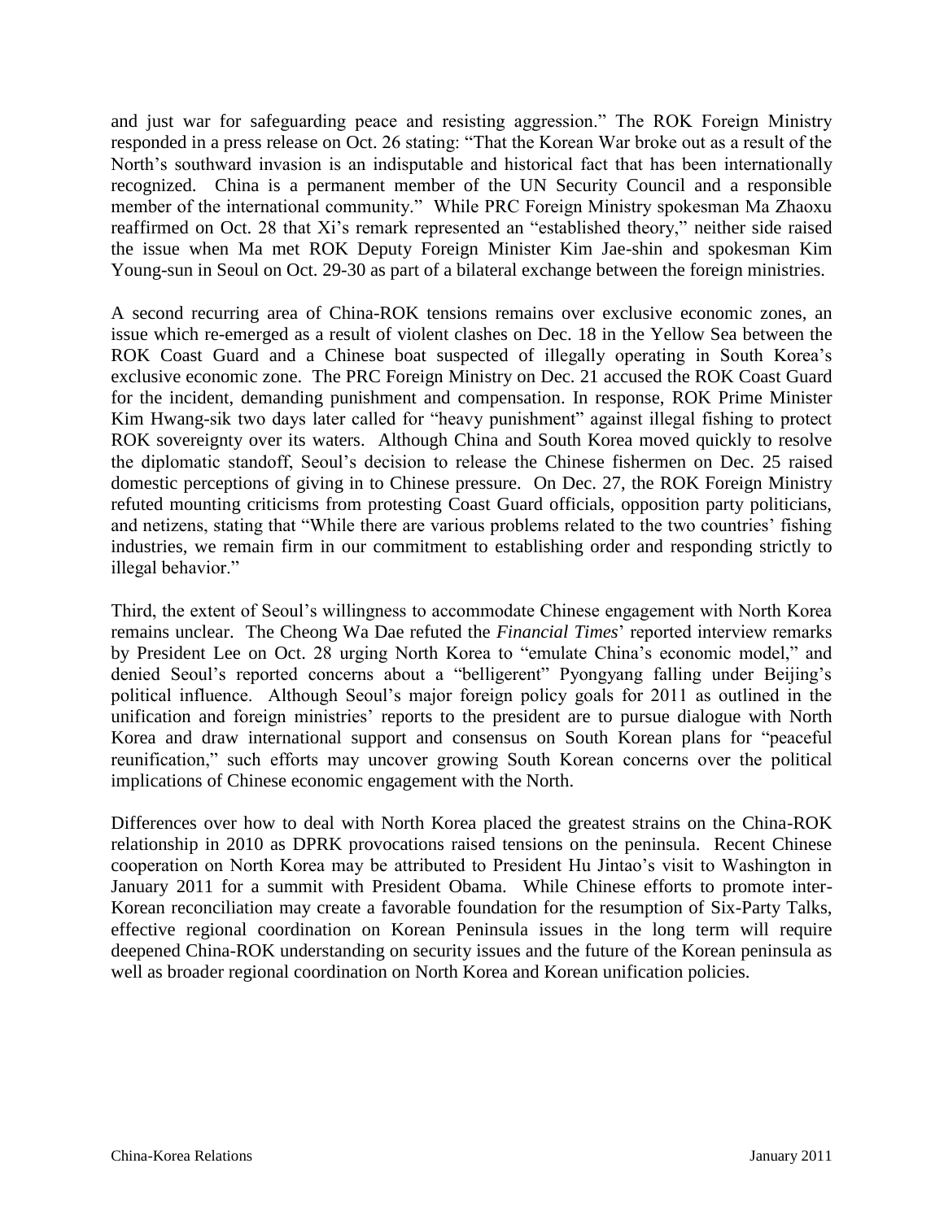and just war for safeguarding peace and resisting aggression." The ROK Foreign Ministry responded in a press release on Oct. 26 stating: "That the Korean War broke out as a result of the North's southward invasion is an indisputable and historical fact that has been internationally recognized. China is a permanent member of the UN Security Council and a responsible member of the international community." While PRC Foreign Ministry spokesman Ma Zhaoxu reaffirmed on Oct. 28 that Xi's remark represented an "established theory," neither side raised the issue when Ma met ROK Deputy Foreign Minister Kim Jae-shin and spokesman Kim Young-sun in Seoul on Oct. 29-30 as part of a bilateral exchange between the foreign ministries.

A second recurring area of China-ROK tensions remains over exclusive economic zones, an issue which re-emerged as a result of violent clashes on Dec. 18 in the Yellow Sea between the ROK Coast Guard and a Chinese boat suspected of illegally operating in South Korea's exclusive economic zone. The PRC Foreign Ministry on Dec. 21 accused the ROK Coast Guard for the incident, demanding punishment and compensation. In response, ROK Prime Minister Kim Hwang-sik two days later called for "heavy punishment" against illegal fishing to protect ROK sovereignty over its waters. Although China and South Korea moved quickly to resolve the diplomatic standoff, Seoul's decision to release the Chinese fishermen on Dec. 25 raised domestic perceptions of giving in to Chinese pressure. On Dec. 27, the ROK Foreign Ministry refuted mounting criticisms from protesting Coast Guard officials, opposition party politicians, and netizens, stating that "While there are various problems related to the two countries' fishing industries, we remain firm in our commitment to establishing order and responding strictly to illegal behavior."

Third, the extent of Seoul's willingness to accommodate Chinese engagement with North Korea remains unclear. The Cheong Wa Dae refuted the *Financial Times*' reported interview remarks by President Lee on Oct. 28 urging North Korea to "emulate China's economic model," and denied Seoul's reported concerns about a "belligerent" Pyongyang falling under Beijing's political influence. Although Seoul's major foreign policy goals for 2011 as outlined in the unification and foreign ministries' reports to the president are to pursue dialogue with North Korea and draw international support and consensus on South Korean plans for "peaceful reunification," such efforts may uncover growing South Korean concerns over the political implications of Chinese economic engagement with the North.

Differences over how to deal with North Korea placed the greatest strains on the China-ROK relationship in 2010 as DPRK provocations raised tensions on the peninsula. Recent Chinese cooperation on North Korea may be attributed to President Hu Jintao's visit to Washington in January 2011 for a summit with President Obama. While Chinese efforts to promote inter-Korean reconciliation may create a favorable foundation for the resumption of Six-Party Talks, effective regional coordination on Korean Peninsula issues in the long term will require deepened China-ROK understanding on security issues and the future of the Korean peninsula as well as broader regional coordination on North Korea and Korean unification policies.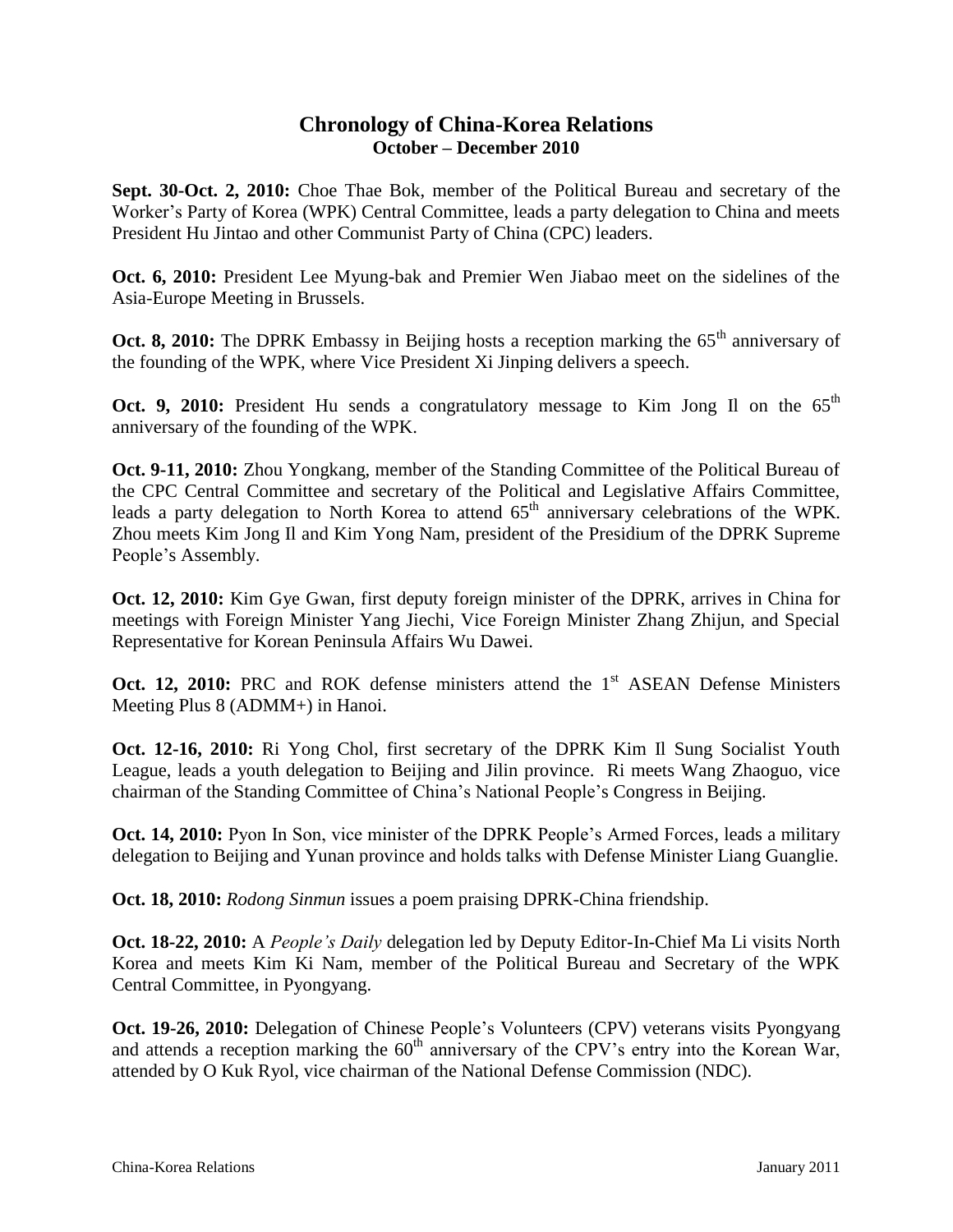## Chronology of China-Korea Relations
### October – December 2010

**Sept. 30-Oct. 2, 2010:** Choe Thae Bok, member of the Political Bureau and secretary of the Worker's Party of Korea (WPK) Central Committee, leads a party delegation to China and meets President Hu Jintao and other Communist Party of China (CPC) leaders.

**Oct. 6, 2010:** President Lee Myung-bak and Premier Wen Jiabao meet on the sidelines of the Asia-Europe Meeting in Brussels.

**Oct. 8, 2010:** The DPRK Embassy in Beijing hosts a reception marking the 65th anniversary of the founding of the WPK, where Vice President Xi Jinping delivers a speech.

**Oct. 9, 2010:** President Hu sends a congratulatory message to Kim Jong Il on the 65th anniversary of the founding of the WPK.

**Oct. 9-11, 2010:** Zhou Yongkang, member of the Standing Committee of the Political Bureau of the CPC Central Committee and secretary of the Political and Legislative Affairs Committee, leads a party delegation to North Korea to attend 65th anniversary celebrations of the WPK. Zhou meets Kim Jong Il and Kim Yong Nam, president of the Presidium of the DPRK Supreme People's Assembly.

**Oct. 12, 2010:** Kim Gye Gwan, first deputy foreign minister of the DPRK, arrives in China for meetings with Foreign Minister Yang Jiechi, Vice Foreign Minister Zhang Zhijun, and Special Representative for Korean Peninsula Affairs Wu Dawei.

**Oct. 12, 2010:** PRC and ROK defense ministers attend the 1st ASEAN Defense Ministers Meeting Plus 8 (ADMM+) in Hanoi.

**Oct. 12-16, 2010:** Ri Yong Chol, first secretary of the DPRK Kim Il Sung Socialist Youth League, leads a youth delegation to Beijing and Jilin province. Ri meets Wang Zhaoguo, vice chairman of the Standing Committee of China's National People's Congress in Beijing.

**Oct. 14, 2010:** Pyon In Son, vice minister of the DPRK People's Armed Forces, leads a military delegation to Beijing and Yunan province and holds talks with Defense Minister Liang Guanglie.

**Oct. 18, 2010:** *Rodong Sinmun* issues a poem praising DPRK-China friendship.

**Oct. 18-22, 2010:** A *People's Daily* delegation led by Deputy Editor-In-Chief Ma Li visits North Korea and meets Kim Ki Nam, member of the Political Bureau and Secretary of the WPK Central Committee, in Pyongyang.

**Oct. 19-26, 2010:** Delegation of Chinese People's Volunteers (CPV) veterans visits Pyongyang and attends a reception marking the 60th anniversary of the CPV's entry into the Korean War, attended by O Kuk Ryol, vice chairman of the National Defense Commission (NDC).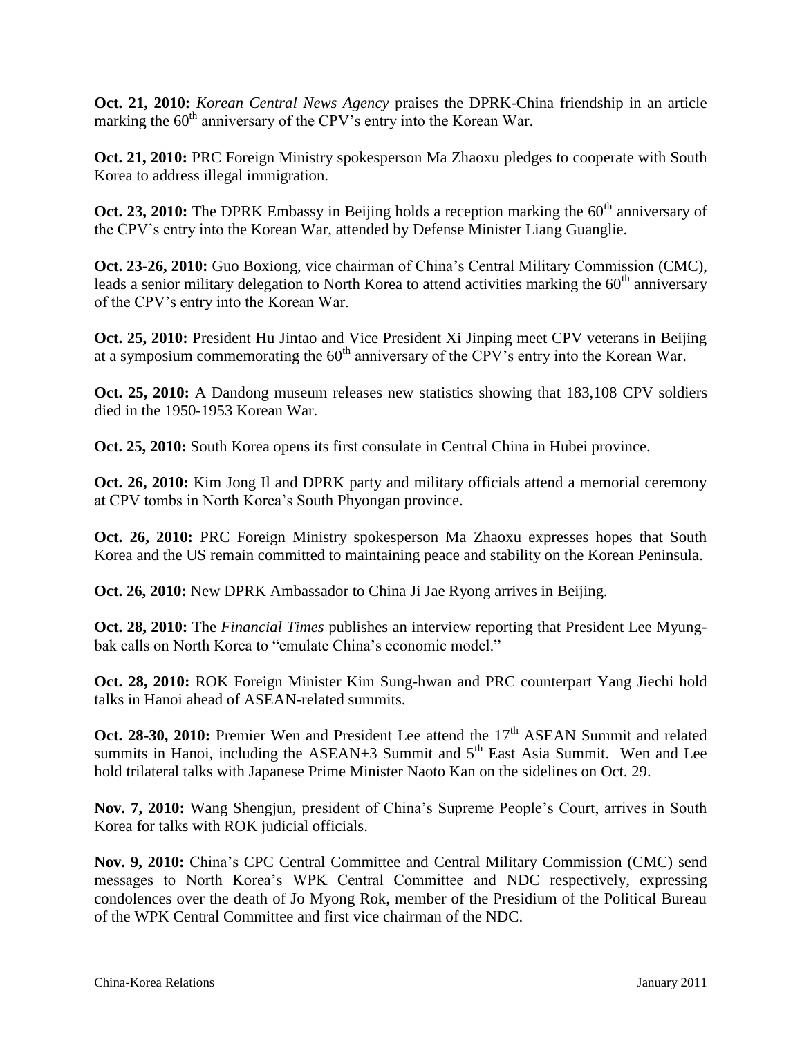**Oct. 21, 2010:** *Korean Central News Agency* praises the DPRK-China friendship in an article marking the 60th anniversary of the CPV's entry into the Korean War.

**Oct. 21, 2010:** PRC Foreign Ministry spokesperson Ma Zhaoxu pledges to cooperate with South Korea to address illegal immigration.

**Oct. 23, 2010:** The DPRK Embassy in Beijing holds a reception marking the 60th anniversary of the CPV's entry into the Korean War, attended by Defense Minister Liang Guanglie.

**Oct. 23-26, 2010:** Guo Boxiong, vice chairman of China's Central Military Commission (CMC), leads a senior military delegation to North Korea to attend activities marking the 60th anniversary of the CPV's entry into the Korean War.

**Oct. 25, 2010:** President Hu Jintao and Vice President Xi Jinping meet CPV veterans in Beijing at a symposium commemorating the 60th anniversary of the CPV's entry into the Korean War.

**Oct. 25, 2010:** A Dandong museum releases new statistics showing that 183,108 CPV soldiers died in the 1950-1953 Korean War.

**Oct. 25, 2010:** South Korea opens its first consulate in Central China in Hubei province.

**Oct. 26, 2010:** Kim Jong Il and DPRK party and military officials attend a memorial ceremony at CPV tombs in North Korea's South Phyongan province.

**Oct. 26, 2010:** PRC Foreign Ministry spokesperson Ma Zhaoxu expresses hopes that South Korea and the US remain committed to maintaining peace and stability on the Korean Peninsula.

**Oct. 26, 2010:** New DPRK Ambassador to China Ji Jae Ryong arrives in Beijing.

**Oct. 28, 2010:** The *Financial Times* publishes an interview reporting that President Lee Myung-bak calls on North Korea to "emulate China's economic model."

**Oct. 28, 2010:** ROK Foreign Minister Kim Sung-hwan and PRC counterpart Yang Jiechi hold talks in Hanoi ahead of ASEAN-related summits.

**Oct. 28-30, 2010:** Premier Wen and President Lee attend the 17th ASEAN Summit and related summits in Hanoi, including the ASEAN+3 Summit and 5th East Asia Summit. Wen and Lee hold trilateral talks with Japanese Prime Minister Naoto Kan on the sidelines on Oct. 29.

**Nov. 7, 2010:** Wang Shengjun, president of China's Supreme People's Court, arrives in South Korea for talks with ROK judicial officials.

**Nov. 9, 2010:** China's CPC Central Committee and Central Military Commission (CMC) send messages to North Korea's WPK Central Committee and NDC respectively, expressing condolences over the death of Jo Myong Rok, member of the Presidium of the Political Bureau of the WPK Central Committee and first vice chairman of the NDC.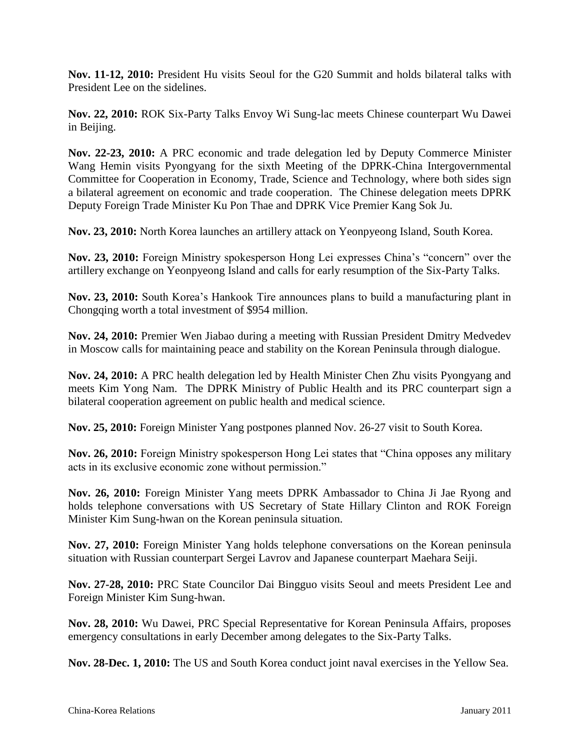**Nov. 11-12, 2010:** President Hu visits Seoul for the G20 Summit and holds bilateral talks with President Lee on the sidelines.

**Nov. 22, 2010:** ROK Six-Party Talks Envoy Wi Sung-lac meets Chinese counterpart Wu Dawei in Beijing.

**Nov. 22-23, 2010:** A PRC economic and trade delegation led by Deputy Commerce Minister Wang Hemin visits Pyongyang for the sixth Meeting of the DPRK-China Intergovernmental Committee for Cooperation in Economy, Trade, Science and Technology, where both sides sign a bilateral agreement on economic and trade cooperation. The Chinese delegation meets DPRK Deputy Foreign Trade Minister Ku Pon Thae and DPRK Vice Premier Kang Sok Ju.

**Nov. 23, 2010:** North Korea launches an artillery attack on Yeonpyeong Island, South Korea.

**Nov. 23, 2010:** Foreign Ministry spokesperson Hong Lei expresses China's "concern" over the artillery exchange on Yeonpyeong Island and calls for early resumption of the Six-Party Talks.

**Nov. 23, 2010:** South Korea's Hankook Tire announces plans to build a manufacturing plant in Chongqing worth a total investment of $954 million.

**Nov. 24, 2010:** Premier Wen Jiabao during a meeting with Russian President Dmitry Medvedev in Moscow calls for maintaining peace and stability on the Korean Peninsula through dialogue.

**Nov. 24, 2010:** A PRC health delegation led by Health Minister Chen Zhu visits Pyongyang and meets Kim Yong Nam. The DPRK Ministry of Public Health and its PRC counterpart sign a bilateral cooperation agreement on public health and medical science.

**Nov. 25, 2010:** Foreign Minister Yang postpones planned Nov. 26-27 visit to South Korea.

**Nov. 26, 2010:** Foreign Ministry spokesperson Hong Lei states that "China opposes any military acts in its exclusive economic zone without permission."

**Nov. 26, 2010:** Foreign Minister Yang meets DPRK Ambassador to China Ji Jae Ryong and holds telephone conversations with US Secretary of State Hillary Clinton and ROK Foreign Minister Kim Sung-hwan on the Korean peninsula situation.

**Nov. 27, 2010:** Foreign Minister Yang holds telephone conversations on the Korean peninsula situation with Russian counterpart Sergei Lavrov and Japanese counterpart Maehara Seiji.

**Nov. 27-28, 2010:** PRC State Councilor Dai Bingguo visits Seoul and meets President Lee and Foreign Minister Kim Sung-hwan.

**Nov. 28, 2010:** Wu Dawei, PRC Special Representative for Korean Peninsula Affairs, proposes emergency consultations in early December among delegates to the Six-Party Talks.

**Nov. 28-Dec. 1, 2010:** The US and South Korea conduct joint naval exercises in the Yellow Sea.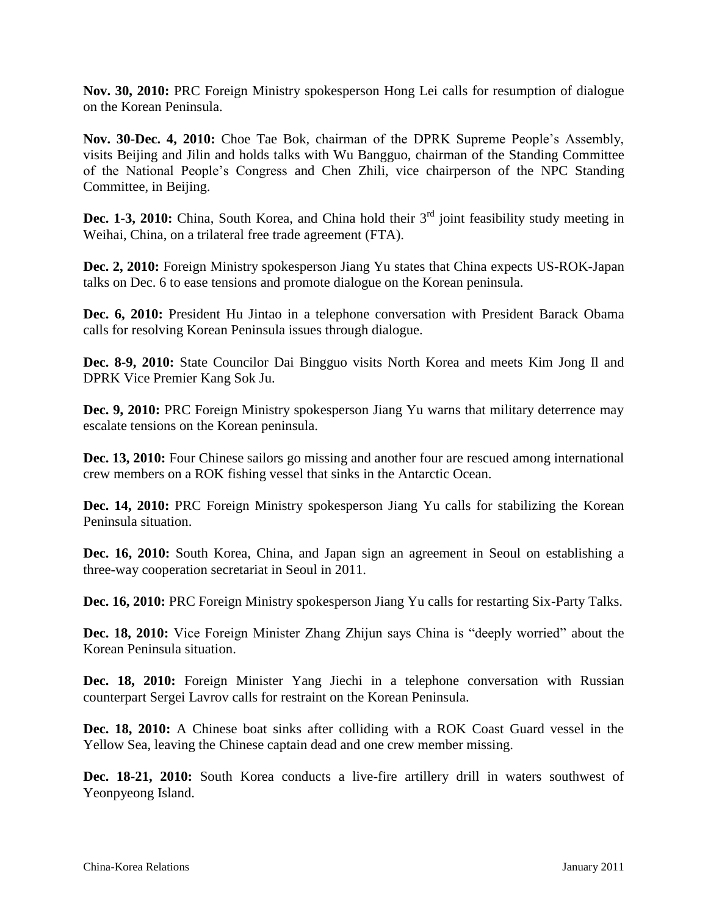**Nov. 30, 2010:** PRC Foreign Ministry spokesperson Hong Lei calls for resumption of dialogue on the Korean Peninsula.

**Nov. 30-Dec. 4, 2010:** Choe Tae Bok, chairman of the DPRK Supreme People's Assembly, visits Beijing and Jilin and holds talks with Wu Bangguo, chairman of the Standing Committee of the National People's Congress and Chen Zhili, vice chairperson of the NPC Standing Committee, in Beijing.

**Dec. 1-3, 2010:** China, South Korea, and China hold their 3rd joint feasibility study meeting in Weihai, China, on a trilateral free trade agreement (FTA).

**Dec. 2, 2010:** Foreign Ministry spokesperson Jiang Yu states that China expects US-ROK-Japan talks on Dec. 6 to ease tensions and promote dialogue on the Korean peninsula.

**Dec. 6, 2010:** President Hu Jintao in a telephone conversation with President Barack Obama calls for resolving Korean Peninsula issues through dialogue.

**Dec. 8-9, 2010:** State Councilor Dai Bingguo visits North Korea and meets Kim Jong Il and DPRK Vice Premier Kang Sok Ju.

**Dec. 9, 2010:** PRC Foreign Ministry spokesperson Jiang Yu warns that military deterrence may escalate tensions on the Korean peninsula.

**Dec. 13, 2010:** Four Chinese sailors go missing and another four are rescued among international crew members on a ROK fishing vessel that sinks in the Antarctic Ocean.

**Dec. 14, 2010:** PRC Foreign Ministry spokesperson Jiang Yu calls for stabilizing the Korean Peninsula situation.

**Dec. 16, 2010:** South Korea, China, and Japan sign an agreement in Seoul on establishing a three-way cooperation secretariat in Seoul in 2011.

**Dec. 16, 2010:** PRC Foreign Ministry spokesperson Jiang Yu calls for restarting Six-Party Talks.

**Dec. 18, 2010:** Vice Foreign Minister Zhang Zhijun says China is "deeply worried" about the Korean Peninsula situation.

**Dec. 18, 2010:** Foreign Minister Yang Jiechi in a telephone conversation with Russian counterpart Sergei Lavrov calls for restraint on the Korean Peninsula.

**Dec. 18, 2010:** A Chinese boat sinks after colliding with a ROK Coast Guard vessel in the Yellow Sea, leaving the Chinese captain dead and one crew member missing.

**Dec. 18-21, 2010:** South Korea conducts a live-fire artillery drill in waters southwest of Yeonpyeong Island.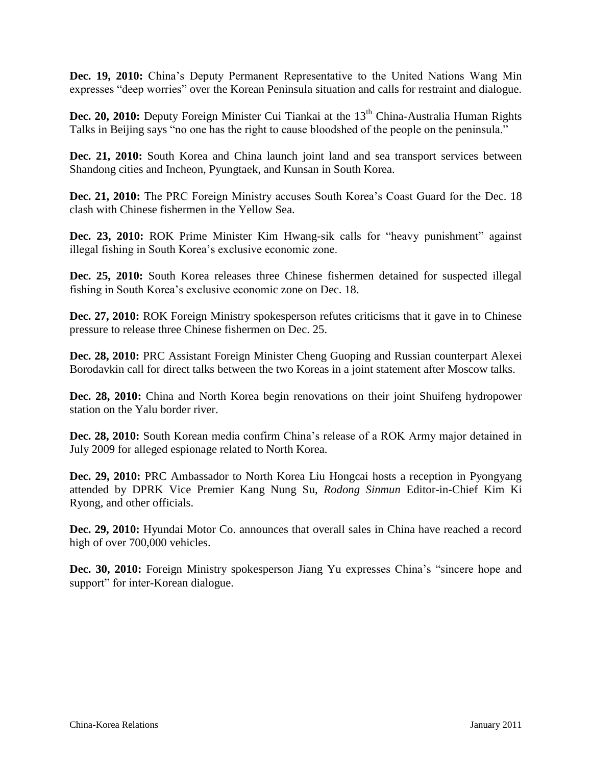**Dec. 19, 2010:** China's Deputy Permanent Representative to the United Nations Wang Min expresses "deep worries" over the Korean Peninsula situation and calls for restraint and dialogue.

**Dec. 20, 2010:** Deputy Foreign Minister Cui Tiankai at the 13th China-Australia Human Rights Talks in Beijing says "no one has the right to cause bloodshed of the people on the peninsula."

**Dec. 21, 2010:** South Korea and China launch joint land and sea transport services between Shandong cities and Incheon, Pyungtaek, and Kunsan in South Korea.

**Dec. 21, 2010:** The PRC Foreign Ministry accuses South Korea's Coast Guard for the Dec. 18 clash with Chinese fishermen in the Yellow Sea.

**Dec. 23, 2010:** ROK Prime Minister Kim Hwang-sik calls for "heavy punishment" against illegal fishing in South Korea's exclusive economic zone.

**Dec. 25, 2010:** South Korea releases three Chinese fishermen detained for suspected illegal fishing in South Korea's exclusive economic zone on Dec. 18.

**Dec. 27, 2010:** ROK Foreign Ministry spokesperson refutes criticisms that it gave in to Chinese pressure to release three Chinese fishermen on Dec. 25.

**Dec. 28, 2010:** PRC Assistant Foreign Minister Cheng Guoping and Russian counterpart Alexei Borodavkin call for direct talks between the two Koreas in a joint statement after Moscow talks.

**Dec. 28, 2010:** China and North Korea begin renovations on their joint Shuifeng hydropower station on the Yalu border river.

**Dec. 28, 2010:** South Korean media confirm China's release of a ROK Army major detained in July 2009 for alleged espionage related to North Korea.

**Dec. 29, 2010:** PRC Ambassador to North Korea Liu Hongcai hosts a reception in Pyongyang attended by DPRK Vice Premier Kang Nung Su, *Rodong Sinmun* Editor-in-Chief Kim Ki Ryong, and other officials.

**Dec. 29, 2010:** Hyundai Motor Co. announces that overall sales in China have reached a record high of over 700,000 vehicles.

**Dec. 30, 2010:** Foreign Ministry spokesperson Jiang Yu expresses China's "sincere hope and support" for inter-Korean dialogue.